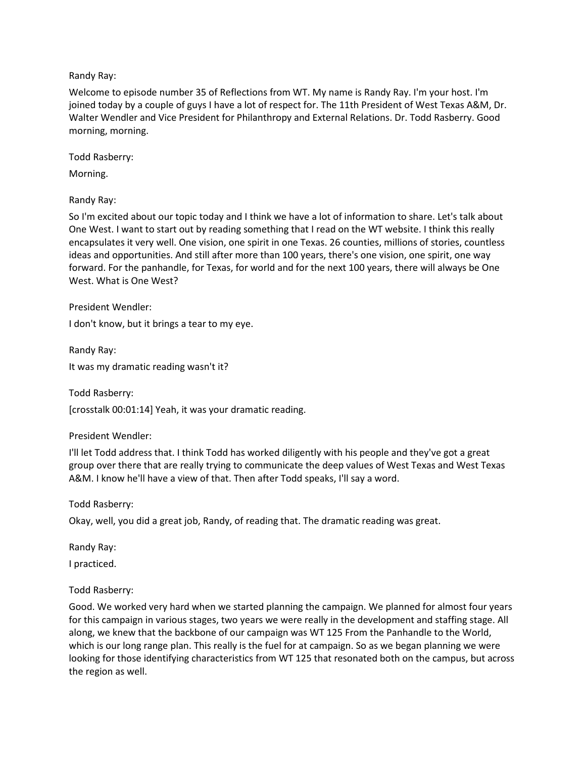Randy Ray:

Welcome to episode number 35 of Reflections from WT. My name is Randy Ray. I'm your host. I'm joined today by a couple of guys I have a lot of respect for. The 11th President of West Texas A&M, Dr. Walter Wendler and Vice President for Philanthropy and External Relations. Dr. Todd Rasberry. Good morning, morning.

Todd Rasberry:

Morning.

Randy Ray:

So I'm excited about our topic today and I think we have a lot of information to share. Let's talk about One West. I want to start out by reading something that I read on the WT website. I think this really encapsulates it very well. One vision, one spirit in one Texas. 26 counties, millions of stories, countless ideas and opportunities. And still after more than 100 years, there's one vision, one spirit, one way forward. For the panhandle, for Texas, for world and for the next 100 years, there will always be One West. What is One West?

President Wendler:

I don't know, but it brings a tear to my eye.

Randy Ray:

It was my dramatic reading wasn't it?

Todd Rasberry:

[crosstalk 00:01:14] Yeah, it was your dramatic reading.

President Wendler:

I'll let Todd address that. I think Todd has worked diligently with his people and they've got a great group over there that are really trying to communicate the deep values of West Texas and West Texas A&M. I know he'll have a view of that. Then after Todd speaks, I'll say a word.

Todd Rasberry:

Okay, well, you did a great job, Randy, of reading that. The dramatic reading was great.

Randy Ray:

I practiced.

Todd Rasberry:

Good. We worked very hard when we started planning the campaign. We planned for almost four years for this campaign in various stages, two years we were really in the development and staffing stage. All along, we knew that the backbone of our campaign was WT 125 From the Panhandle to the World, which is our long range plan. This really is the fuel for at campaign. So as we began planning we were looking for those identifying characteristics from WT 125 that resonated both on the campus, but across the region as well.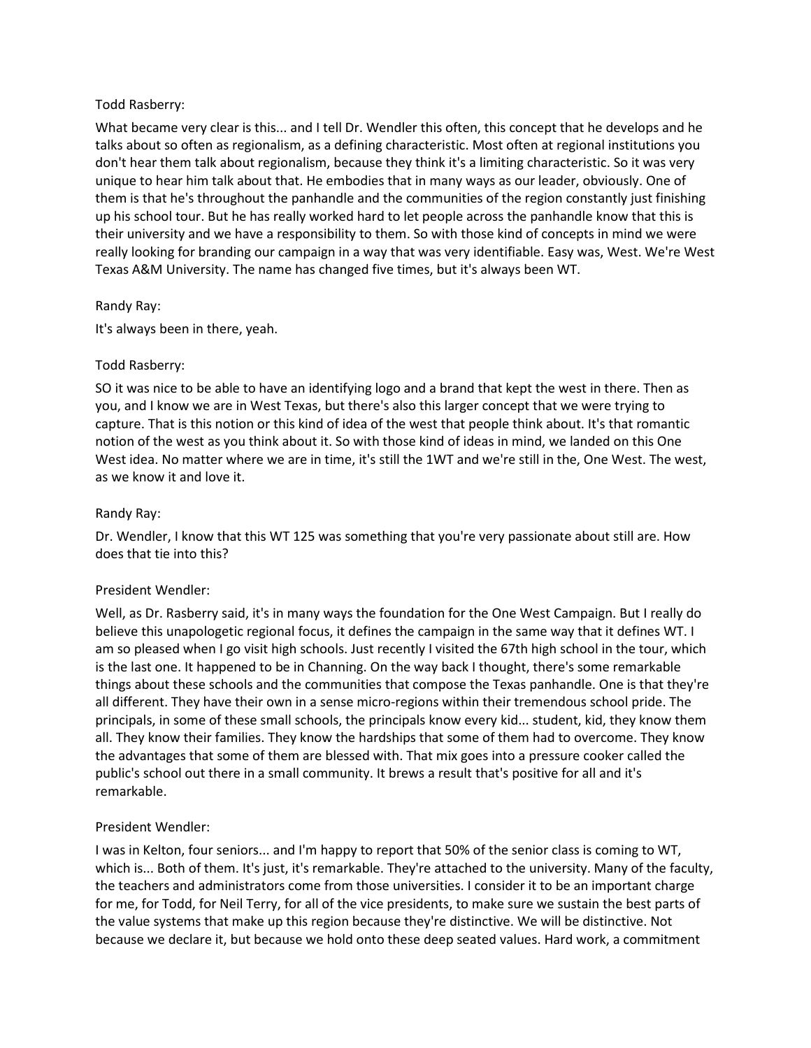Todd Rasberry:

What became very clear is this... and I tell Dr. Wendler this often, this concept that he develops and he talks about so often as regionalism, as a defining characteristic. Most often at regional institutions you don't hear them talk about regionalism, because they think it's a limiting characteristic. So it was very unique to hear him talk about that. He embodies that in many ways as our leader, obviously. One of them is that he's throughout the panhandle and the communities of the region constantly just finishing up his school tour. But he has really worked hard to let people across the panhandle know that this is their university and we have a responsibility to them. So with those kind of concepts in mind we were really looking for branding our campaign in a way that was very identifiable. Easy was, West. We're West Texas A&M University. The name has changed five times, but it's always been WT.

Randy Ray:

It's always been in there, yeah.

Todd Rasberry:

SO it was nice to be able to have an identifying logo and a brand that kept the west in there. Then as you, and I know we are in West Texas, but there's also this larger concept that we were trying to capture. That is this notion or this kind of idea of the west that people think about. It's that romantic notion of the west as you think about it. So with those kind of ideas in mind, we landed on this One West idea. No matter where we are in time, it's still the 1WT and we're still in the, One West. The west, as we know it and love it.

Randy Ray:

Dr. Wendler, I know that this WT 125 was something that you're very passionate about still are. How does that tie into this?

President Wendler:

Well, as Dr. Rasberry said, it's in many ways the foundation for the One West Campaign. But I really do believe this unapologetic regional focus, it defines the campaign in the same way that it defines WT. I am so pleased when I go visit high schools. Just recently I visited the 67th high school in the tour, which is the last one. It happened to be in Channing. On the way back I thought, there's some remarkable things about these schools and the communities that compose the Texas panhandle. One is that they're all different. They have their own in a sense micro-regions within their tremendous school pride. The principals, in some of these small schools, the principals know every kid... student, kid, they know them all. They know their families. They know the hardships that some of them had to overcome. They know the advantages that some of them are blessed with. That mix goes into a pressure cooker called the public's school out there in a small community. It brews a result that's positive for all and it's remarkable.

President Wendler:

I was in Kelton, four seniors... and I'm happy to report that 50% of the senior class is coming to WT, which is... Both of them. It's just, it's remarkable. They're attached to the university. Many of the faculty, the teachers and administrators come from those universities. I consider it to be an important charge for me, for Todd, for Neil Terry, for all of the vice presidents, to make sure we sustain the best parts of the value systems that make up this region because they're distinctive. We will be distinctive. Not because we declare it, but because we hold onto these deep seated values. Hard work, a commitment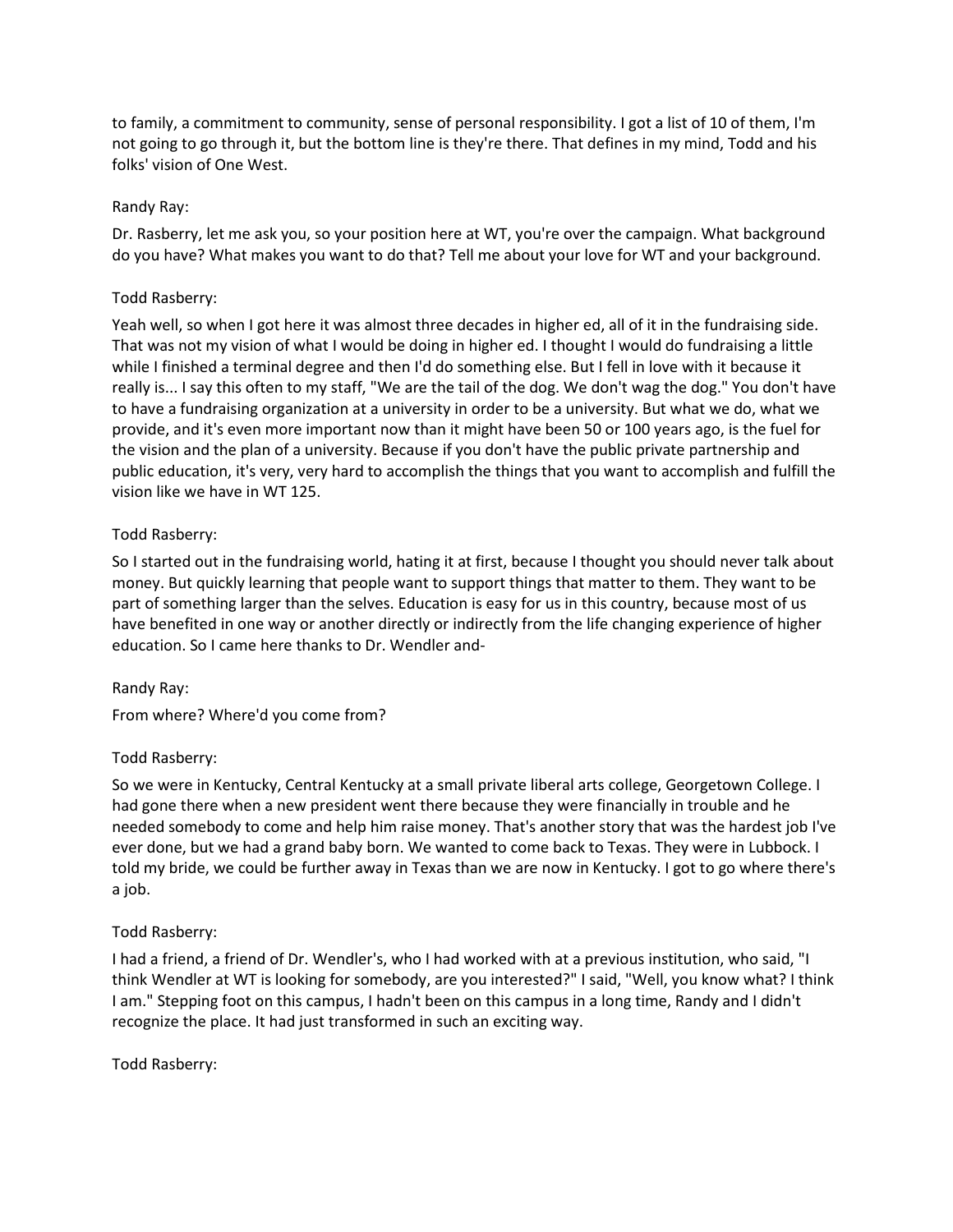to family, a commitment to community, sense of personal responsibility. I got a list of 10 of them, I'm not going to go through it, but the bottom line is they're there. That defines in my mind, Todd and his folks' vision of One West.

Randy Ray:

Dr. Rasberry, let me ask you, so your position here at WT, you're over the campaign. What background do you have? What makes you want to do that? Tell me about your love for WT and your background.

Todd Rasberry:

Yeah well, so when I got here it was almost three decades in higher ed, all of it in the fundraising side. That was not my vision of what I would be doing in higher ed. I thought I would do fundraising a little while I finished a terminal degree and then I'd do something else. But I fell in love with it because it really is... I say this often to my staff, "We are the tail of the dog. We don't wag the dog." You don't have to have a fundraising organization at a university in order to be a university. But what we do, what we provide, and it's even more important now than it might have been 50 or 100 years ago, is the fuel for the vision and the plan of a university. Because if you don't have the public private partnership and public education, it's very, very hard to accomplish the things that you want to accomplish and fulfill the vision like we have in WT 125.

Todd Rasberry:

So I started out in the fundraising world, hating it at first, because I thought you should never talk about money. But quickly learning that people want to support things that matter to them. They want to be part of something larger than the selves. Education is easy for us in this country, because most of us have benefited in one way or another directly or indirectly from the life changing experience of higher education. So I came here thanks to Dr. Wendler and-

Randy Ray:

From where? Where'd you come from?

Todd Rasberry:

So we were in Kentucky, Central Kentucky at a small private liberal arts college, Georgetown College. I had gone there when a new president went there because they were financially in trouble and he needed somebody to come and help him raise money. That's another story that was the hardest job I've ever done, but we had a grand baby born. We wanted to come back to Texas. They were in Lubbock. I told my bride, we could be further away in Texas than we are now in Kentucky. I got to go where there's a job.

Todd Rasberry:

I had a friend, a friend of Dr. Wendler's, who I had worked with at a previous institution, who said, "I think Wendler at WT is looking for somebody, are you interested?" I said, "Well, you know what? I think I am." Stepping foot on this campus, I hadn't been on this campus in a long time, Randy and I didn't recognize the place. It had just transformed in such an exciting way.

Todd Rasberry: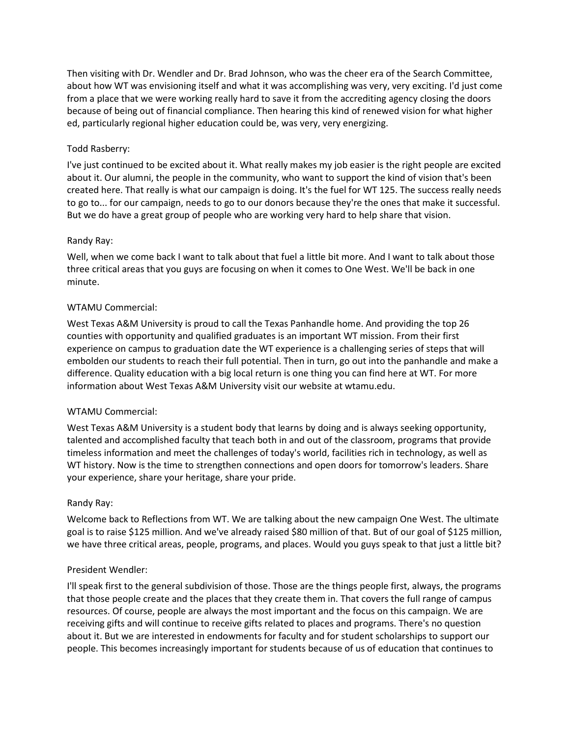Then visiting with Dr. Wendler and Dr. Brad Johnson, who was the cheer era of the Search Committee, about how WT was envisioning itself and what it was accomplishing was very, very exciting. I'd just come from a place that we were working really hard to save it from the accrediting agency closing the doors because of being out of financial compliance. Then hearing this kind of renewed vision for what higher ed, particularly regional higher education could be, was very, very energizing.

Todd Rasberry:

I've just continued to be excited about it. What really makes my job easier is the right people are excited about it. Our alumni, the people in the community, who want to support the kind of vision that's been created here. That really is what our campaign is doing. It's the fuel for WT 125. The success really needs to go to... for our campaign, needs to go to our donors because they're the ones that make it successful. But we do have a great group of people who are working very hard to help share that vision.

Randy Ray:

Well, when we come back I want to talk about that fuel a little bit more. And I want to talk about those three critical areas that you guys are focusing on when it comes to One West. We'll be back in one minute.

WTAMU Commercial:

West Texas A&M University is proud to call the Texas Panhandle home. And providing the top 26 counties with opportunity and qualified graduates is an important WT mission. From their first experience on campus to graduation date the WT experience is a challenging series of steps that will embolden our students to reach their full potential. Then in turn, go out into the panhandle and make a difference. Quality education with a big local return is one thing you can find here at WT. For more information about West Texas A&M University visit our website at wtamu.edu.

WTAMU Commercial:

West Texas A&M University is a student body that learns by doing and is always seeking opportunity, talented and accomplished faculty that teach both in and out of the classroom, programs that provide timeless information and meet the challenges of today's world, facilities rich in technology, as well as WT history. Now is the time to strengthen connections and open doors for tomorrow's leaders. Share your experience, share your heritage, share your pride.

Randy Ray:

Welcome back to Reflections from WT. We are talking about the new campaign One West. The ultimate goal is to raise $125 million. And we've already raised $80 million of that. But of our goal of $125 million, we have three critical areas, people, programs, and places. Would you guys speak to that just a little bit?

President Wendler:

I'll speak first to the general subdivision of those. Those are the things people first, always, the programs that those people create and the places that they create them in. That covers the full range of campus resources. Of course, people are always the most important and the focus on this campaign. We are receiving gifts and will continue to receive gifts related to places and programs. There's no question about it. But we are interested in endowments for faculty and for student scholarships to support our people. This becomes increasingly important for students because of us of education that continues to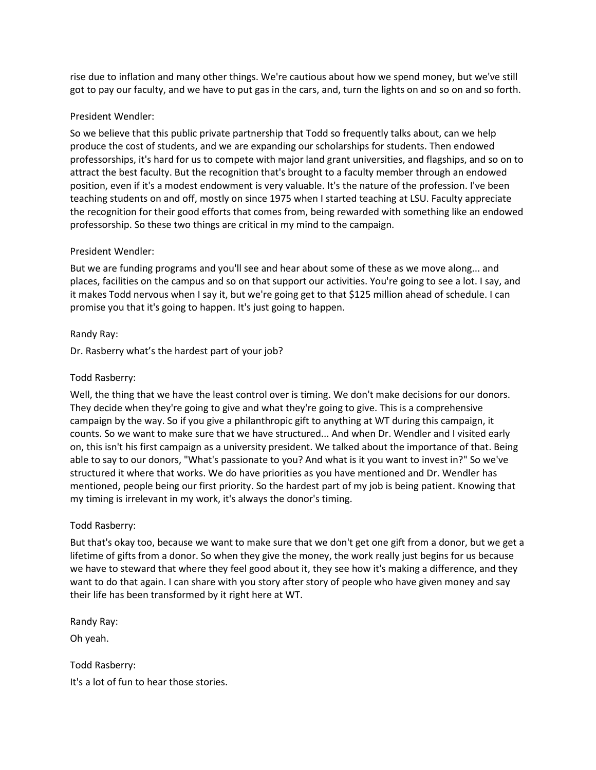rise due to inflation and many other things. We're cautious about how we spend money, but we've still got to pay our faculty, and we have to put gas in the cars, and, turn the lights on and so on and so forth.

President Wendler:

So we believe that this public private partnership that Todd so frequently talks about, can we help produce the cost of students, and we are expanding our scholarships for students. Then endowed professorships, it's hard for us to compete with major land grant universities, and flagships, and so on to attract the best faculty. But the recognition that's brought to a faculty member through an endowed position, even if it's a modest endowment is very valuable. It's the nature of the profession. I've been teaching students on and off, mostly on since 1975 when I started teaching at LSU. Faculty appreciate the recognition for their good efforts that comes from, being rewarded with something like an endowed professorship. So these two things are critical in my mind to the campaign.

President Wendler:

But we are funding programs and you'll see and hear about some of these as we move along... and places, facilities on the campus and so on that support our activities. You're going to see a lot. I say, and it makes Todd nervous when I say it, but we're going get to that $125 million ahead of schedule. I can promise you that it's going to happen. It's just going to happen.

Randy Ray:

Dr. Rasberry what's the hardest part of your job?

Todd Rasberry:

Well, the thing that we have the least control over is timing. We don't make decisions for our donors. They decide when they're going to give and what they're going to give. This is a comprehensive campaign by the way. So if you give a philanthropic gift to anything at WT during this campaign, it counts. So we want to make sure that we have structured... And when Dr. Wendler and I visited early on, this isn't his first campaign as a university president. We talked about the importance of that. Being able to say to our donors, "What's passionate to you? And what is it you want to invest in?" So we've structured it where that works. We do have priorities as you have mentioned and Dr. Wendler has mentioned, people being our first priority. So the hardest part of my job is being patient. Knowing that my timing is irrelevant in my work, it's always the donor's timing.

Todd Rasberry:

But that's okay too, because we want to make sure that we don't get one gift from a donor, but we get a lifetime of gifts from a donor. So when they give the money, the work really just begins for us because we have to steward that where they feel good about it, they see how it's making a difference, and they want to do that again. I can share with you story after story of people who have given money and say their life has been transformed by it right here at WT.

Randy Ray:

Oh yeah.

Todd Rasberry:

It's a lot of fun to hear those stories.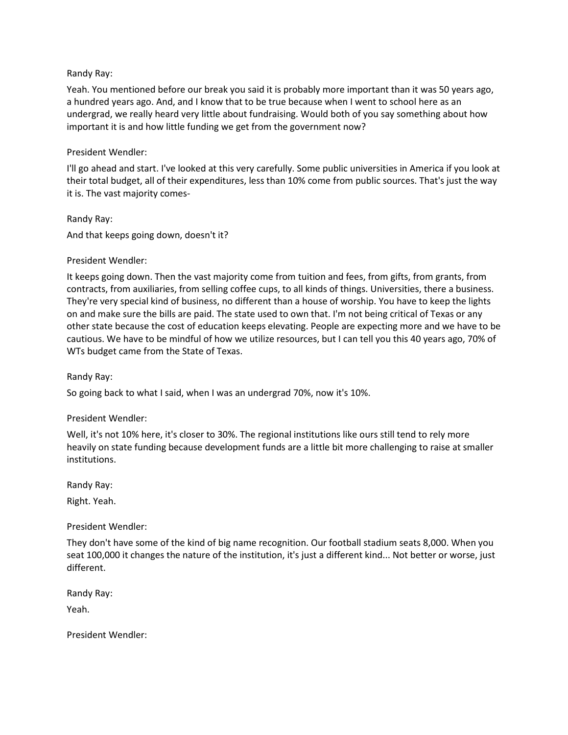Randy Ray:

Yeah. You mentioned before our break you said it is probably more important than it was 50 years ago, a hundred years ago. And, and I know that to be true because when I went to school here as an undergrad, we really heard very little about fundraising. Would both of you say something about how important it is and how little funding we get from the government now?

President Wendler:

I'll go ahead and start. I've looked at this very carefully. Some public universities in America if you look at their total budget, all of their expenditures, less than 10% come from public sources. That's just the way it is. The vast majority comes-

Randy Ray:

And that keeps going down, doesn't it?

President Wendler:

It keeps going down. Then the vast majority come from tuition and fees, from gifts, from grants, from contracts, from auxiliaries, from selling coffee cups, to all kinds of things. Universities, there a business. They're very special kind of business, no different than a house of worship. You have to keep the lights on and make sure the bills are paid. The state used to own that. I'm not being critical of Texas or any other state because the cost of education keeps elevating. People are expecting more and we have to be cautious. We have to be mindful of how we utilize resources, but I can tell you this 40 years ago, 70% of WTs budget came from the State of Texas.

Randy Ray:

So going back to what I said, when I was an undergrad 70%, now it's 10%.

President Wendler:

Well, it's not 10% here, it's closer to 30%. The regional institutions like ours still tend to rely more heavily on state funding because development funds are a little bit more challenging to raise at smaller institutions.

Randy Ray:

Right. Yeah.

President Wendler:

They don't have some of the kind of big name recognition. Our football stadium seats 8,000. When you seat 100,000 it changes the nature of the institution, it's just a different kind... Not better or worse, just different.

Randy Ray:

Yeah.

President Wendler: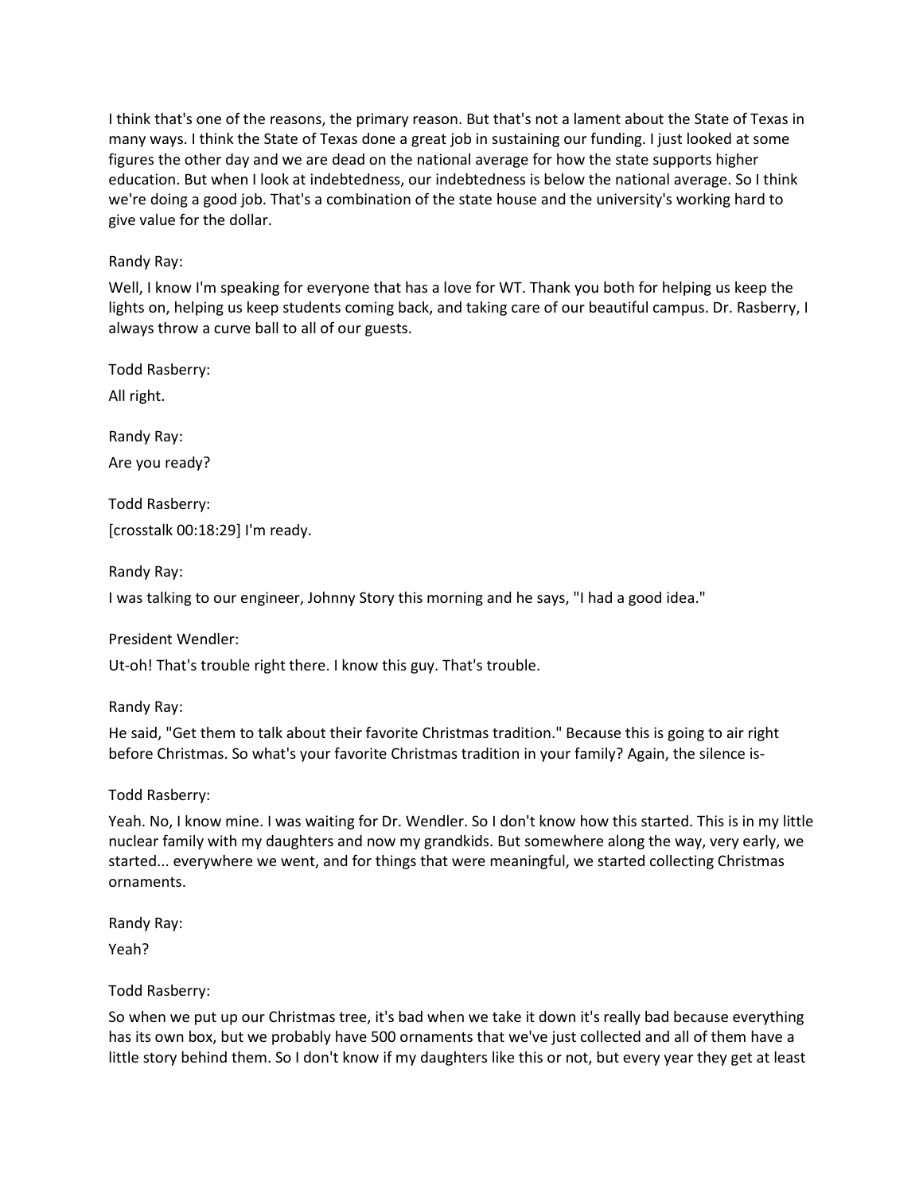I think that's one of the reasons, the primary reason. But that's not a lament about the State of Texas in many ways. I think the State of Texas done a great job in sustaining our funding. I just looked at some figures the other day and we are dead on the national average for how the state supports higher education. But when I look at indebtedness, our indebtedness is below the national average. So I think we're doing a good job. That's a combination of the state house and the university's working hard to give value for the dollar.

Randy Ray:

Well, I know I'm speaking for everyone that has a love for WT. Thank you both for helping us keep the lights on, helping us keep students coming back, and taking care of our beautiful campus. Dr. Rasberry, I always throw a curve ball to all of our guests.

Todd Rasberry:

All right.

Randy Ray:

Are you ready?

Todd Rasberry:

[crosstalk 00:18:29] I'm ready.

Randy Ray:

I was talking to our engineer, Johnny Story this morning and he says, "I had a good idea."

President Wendler:

Ut-oh! That's trouble right there. I know this guy. That's trouble.

Randy Ray:

He said, "Get them to talk about their favorite Christmas tradition." Because this is going to air right before Christmas. So what's your favorite Christmas tradition in your family? Again, the silence is-

Todd Rasberry:

Yeah. No, I know mine. I was waiting for Dr. Wendler. So I don't know how this started. This is in my little nuclear family with my daughters and now my grandkids. But somewhere along the way, very early, we started... everywhere we went, and for things that were meaningful, we started collecting Christmas ornaments.

Randy Ray:

Yeah?

Todd Rasberry:

So when we put up our Christmas tree, it's bad when we take it down it's really bad because everything has its own box, but we probably have 500 ornaments that we've just collected and all of them have a little story behind them. So I don't know if my daughters like this or not, but every year they get at least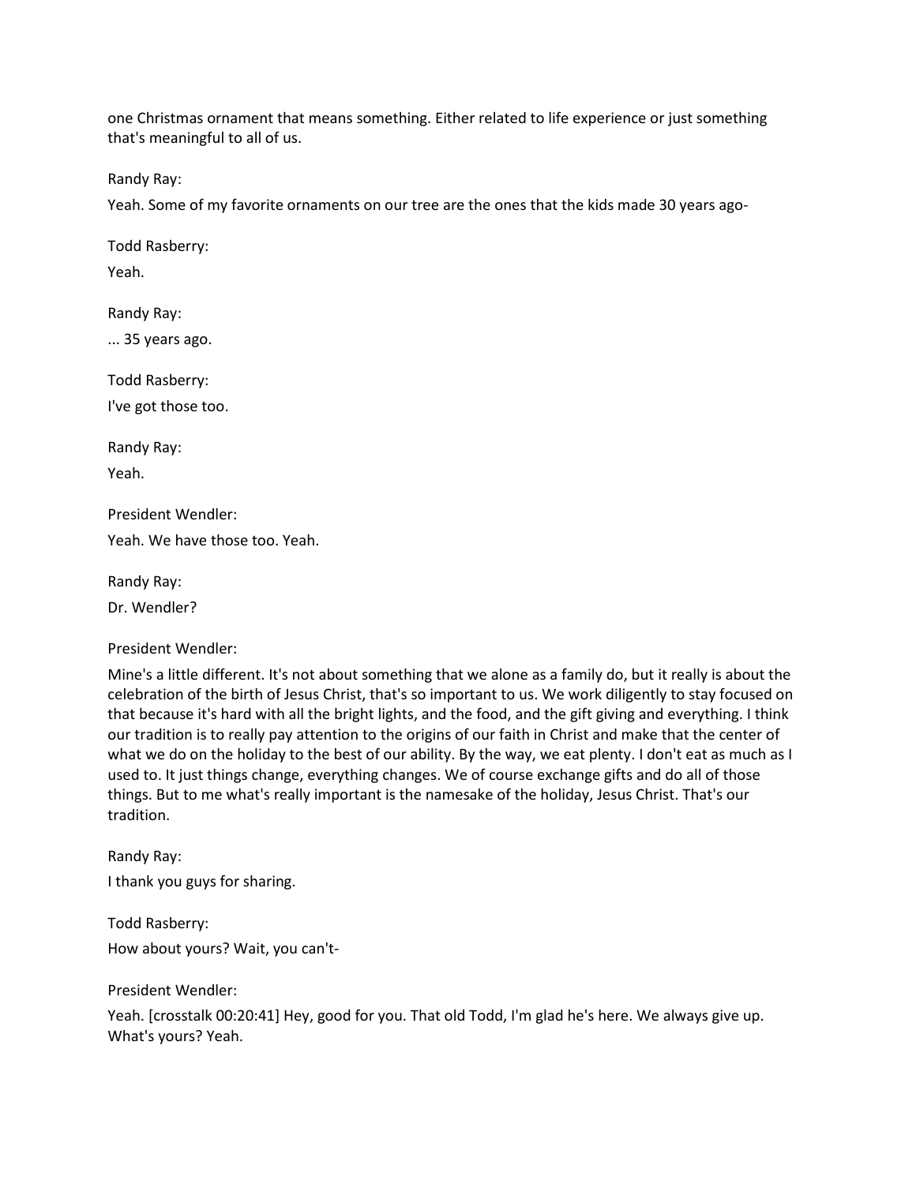one Christmas ornament that means something. Either related to life experience or just something that's meaningful to all of us.

Randy Ray:

Yeah. Some of my favorite ornaments on our tree are the ones that the kids made 30 years ago-

Todd Rasberry:

Yeah.

Randy Ray:

... 35 years ago.

Todd Rasberry:

I've got those too.

Randy Ray:

Yeah.

President Wendler:

Yeah. We have those too. Yeah.

Randy Ray:

Dr. Wendler?

President Wendler:

Mine's a little different. It's not about something that we alone as a family do, but it really is about the celebration of the birth of Jesus Christ, that's so important to us. We work diligently to stay focused on that because it's hard with all the bright lights, and the food, and the gift giving and everything. I think our tradition is to really pay attention to the origins of our faith in Christ and make that the center of what we do on the holiday to the best of our ability. By the way, we eat plenty. I don't eat as much as I used to. It just things change, everything changes. We of course exchange gifts and do all of those things. But to me what's really important is the namesake of the holiday, Jesus Christ. That's our tradition.

Randy Ray:

I thank you guys for sharing.

Todd Rasberry:

How about yours? Wait, you can't-

President Wendler:

Yeah. [crosstalk 00:20:41] Hey, good for you. That old Todd, I'm glad he's here. We always give up. What's yours? Yeah.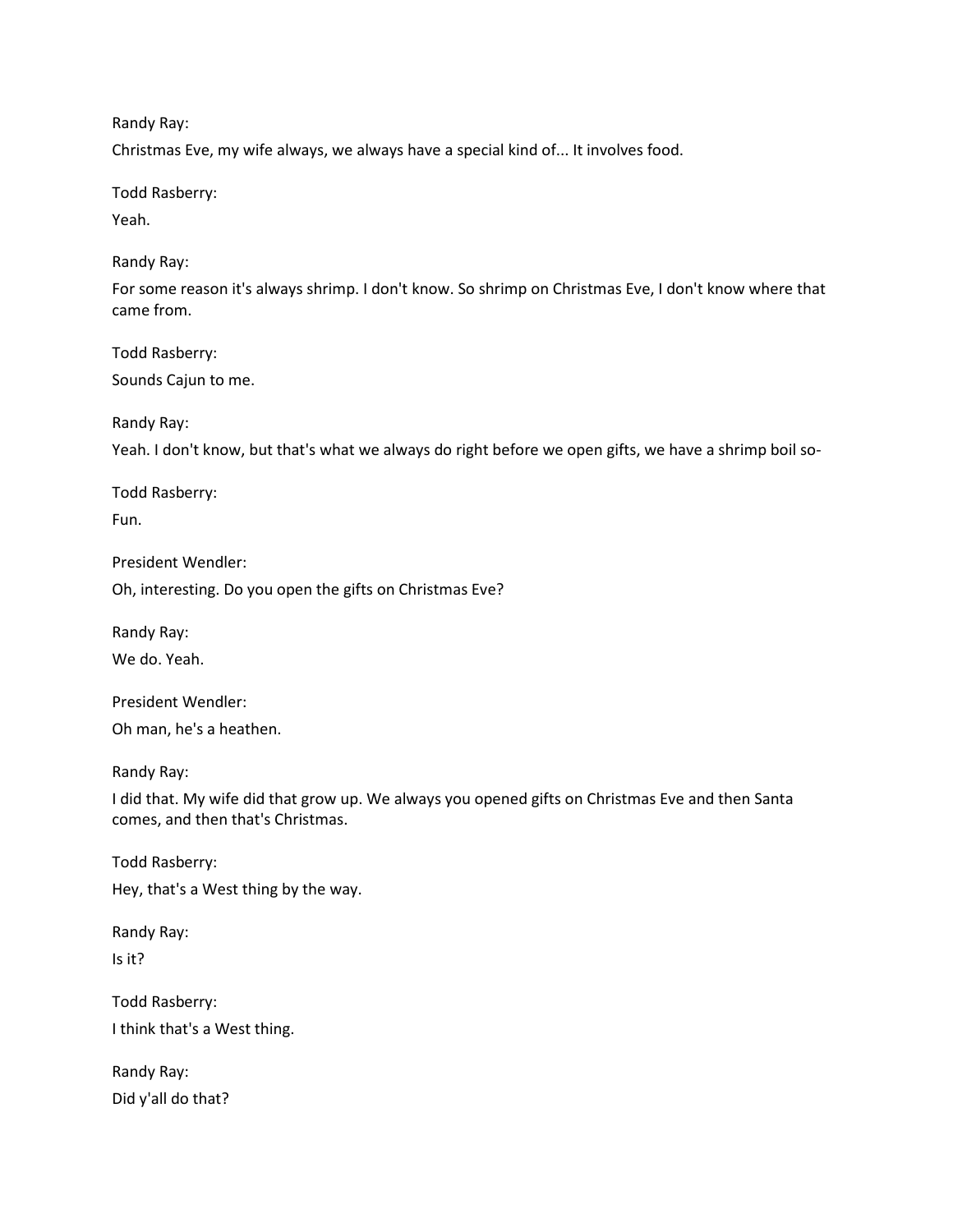Randy Ray:

Christmas Eve, my wife always, we always have a special kind of... It involves food.

Todd Rasberry:

Yeah.

Randy Ray:

For some reason it's always shrimp. I don't know. So shrimp on Christmas Eve, I don't know where that came from.

Todd Rasberry:

Sounds Cajun to me.

Randy Ray:

Yeah. I don't know, but that's what we always do right before we open gifts, we have a shrimp boil so-

Todd Rasberry:

Fun.

President Wendler:

Oh, interesting. Do you open the gifts on Christmas Eve?

Randy Ray:

We do. Yeah.

President Wendler:

Oh man, he's a heathen.

Randy Ray:

I did that. My wife did that grow up. We always you opened gifts on Christmas Eve and then Santa comes, and then that's Christmas.

Todd Rasberry:

Hey, that's a West thing by the way.

Randy Ray:

Is it?

Todd Rasberry:

I think that's a West thing.

Randy Ray:

Did y'all do that?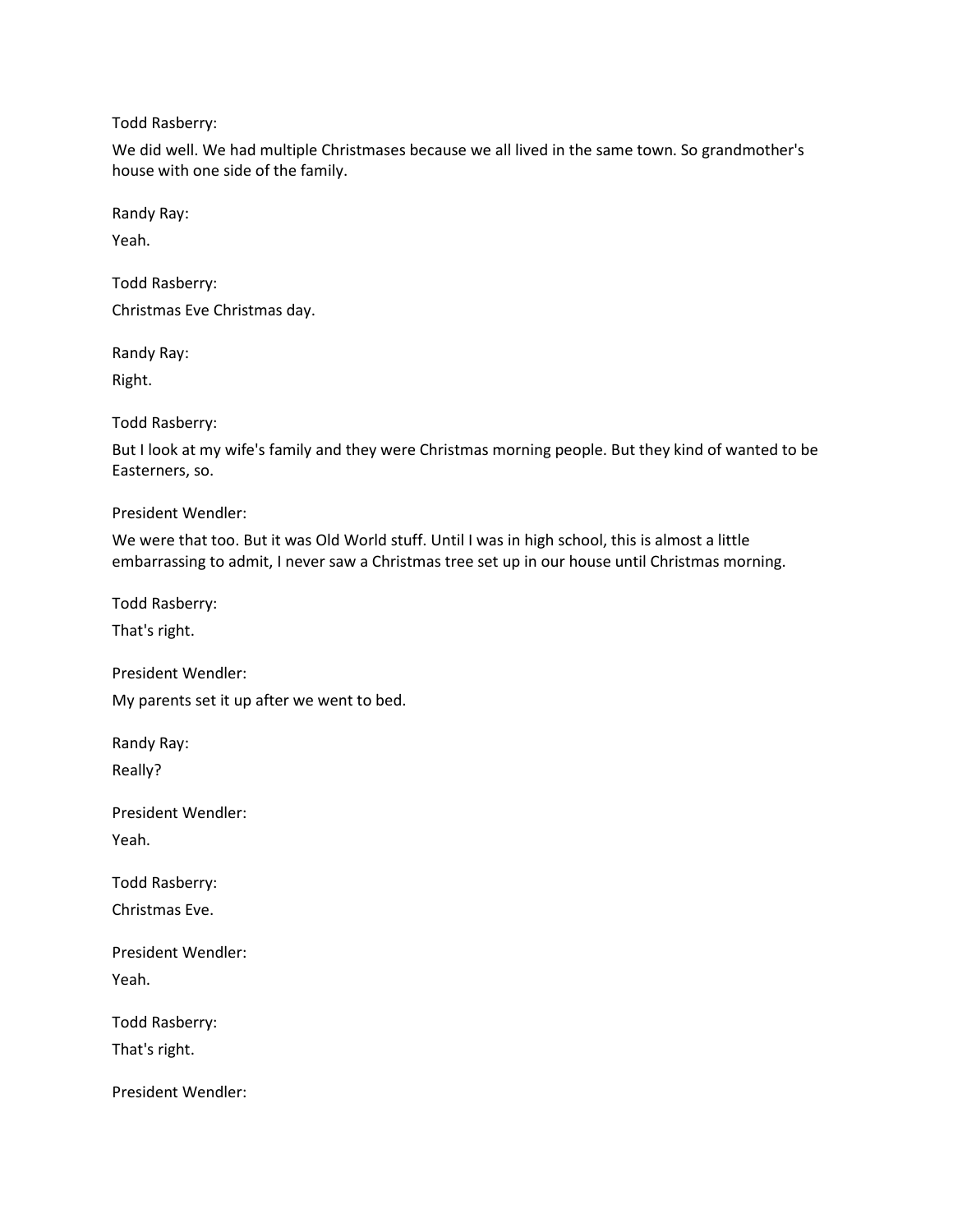Todd Rasberry:

We did well. We had multiple Christmases because we all lived in the same town. So grandmother's house with one side of the family.

Randy Ray:

Yeah.

Todd Rasberry:

Christmas Eve Christmas day.

Randy Ray:

Right.

Todd Rasberry:

But I look at my wife's family and they were Christmas morning people. But they kind of wanted to be Easterners, so.

President Wendler:

We were that too. But it was Old World stuff. Until I was in high school, this is almost a little embarrassing to admit, I never saw a Christmas tree set up in our house until Christmas morning.

Todd Rasberry:

That's right.

President Wendler:

My parents set it up after we went to bed.

Randy Ray:

Really?

President Wendler:

Yeah.

Todd Rasberry:

Christmas Eve.

President Wendler:

Yeah.

Todd Rasberry:

That's right.

President Wendler: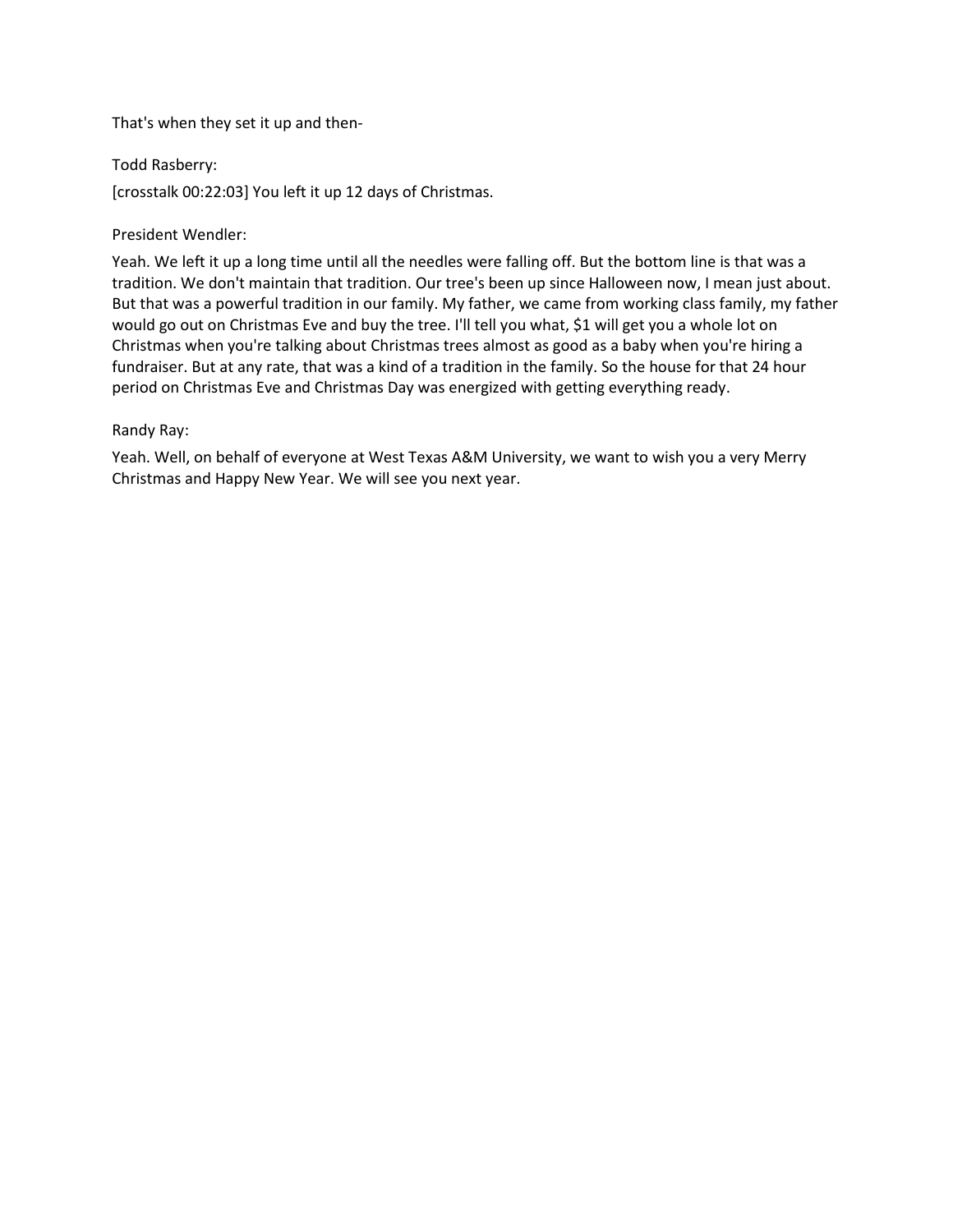That's when they set it up and then-

Todd Rasberry:

[crosstalk 00:22:03] You left it up 12 days of Christmas.

President Wendler:

Yeah. We left it up a long time until all the needles were falling off. But the bottom line is that was a tradition. We don't maintain that tradition. Our tree's been up since Halloween now, I mean just about. But that was a powerful tradition in our family. My father, we came from working class family, my father would go out on Christmas Eve and buy the tree. I'll tell you what, $1 will get you a whole lot on Christmas when you're talking about Christmas trees almost as good as a baby when you're hiring a fundraiser. But at any rate, that was a kind of a tradition in the family. So the house for that 24 hour period on Christmas Eve and Christmas Day was energized with getting everything ready.

Randy Ray:

Yeah. Well, on behalf of everyone at West Texas A&M University, we want to wish you a very Merry Christmas and Happy New Year. We will see you next year.